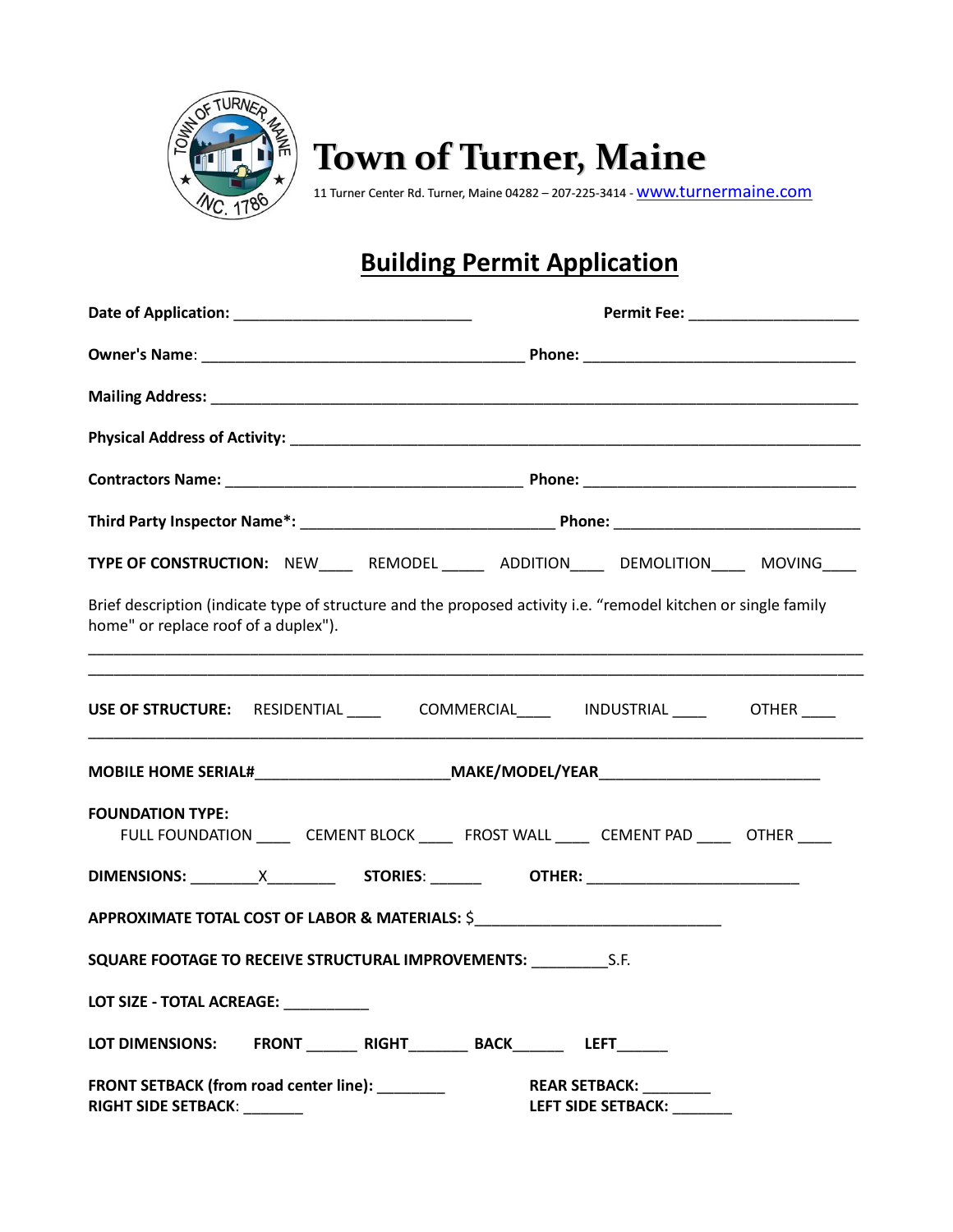# Town of Turner, Maine

11 Turner Center Rd. Turner, Maine 04282 – 207-225-3414 - www.turnermaine.com

## Building Permit Application

**Date of Application:** ____________________________ **Permit Fee:** ____________________

**Owner's Name**: ______________________________________ **Phone:** ________________________________

**Mailing Address:** ___________________________________________________________________________

**Physical Address of Activity:** _________________________________________________________________

**Contractors Name:** ___________________________________ **Phone:** ________________________________

**Third Party Inspector Name*:** _____________________________ **Phone:** _____________________________

**TYPE OF CONSTRUCTION:** NEW____ REMODEL _____ ADDITION____ DEMOLITION____ MOVING____

Brief description (indicate type of structure and the proposed activity i.e. "remodel kitchen or single family home" or replace roof of a duplex").

___________________________________________________________________________________________

___________________________________________________________________________________________

**USE OF STRUCTURE:** RESIDENTIAL ____ COMMERCIAL____ INDUSTRIAL ____ OTHER ____

___________________________________________________________________________________________

**MOBILE HOME SERIAL#**______________________**MAKE/MODEL/YEAR**_________________________

**FOUNDATION TYPE:**
FULL FOUNDATION ____ CEMENT BLOCK ____ FROST WALL ____ CEMENT PAD ____ OTHER ____

**DIMENSIONS:** ________X________ **STORIES**: ______ **OTHER:** _________________________

**APPROXIMATE TOTAL COST OF LABOR & MATERIALS:** $_____________________________

**SQUARE FOOTAGE TO RECEIVE STRUCTURAL IMPROVEMENTS:** _________S.F.

**LOT SIZE - TOTAL ACREAGE:** __________

**LOT DIMENSIONS:** **FRONT** ______ **RIGHT**_______ **BACK**______ **LEFT**______

**FRONT SETBACK (from road center line):** ________ **REAR SETBACK:** ________
**RIGHT SIDE SETBACK**: _______ **LEFT SIDE SETBACK:** _______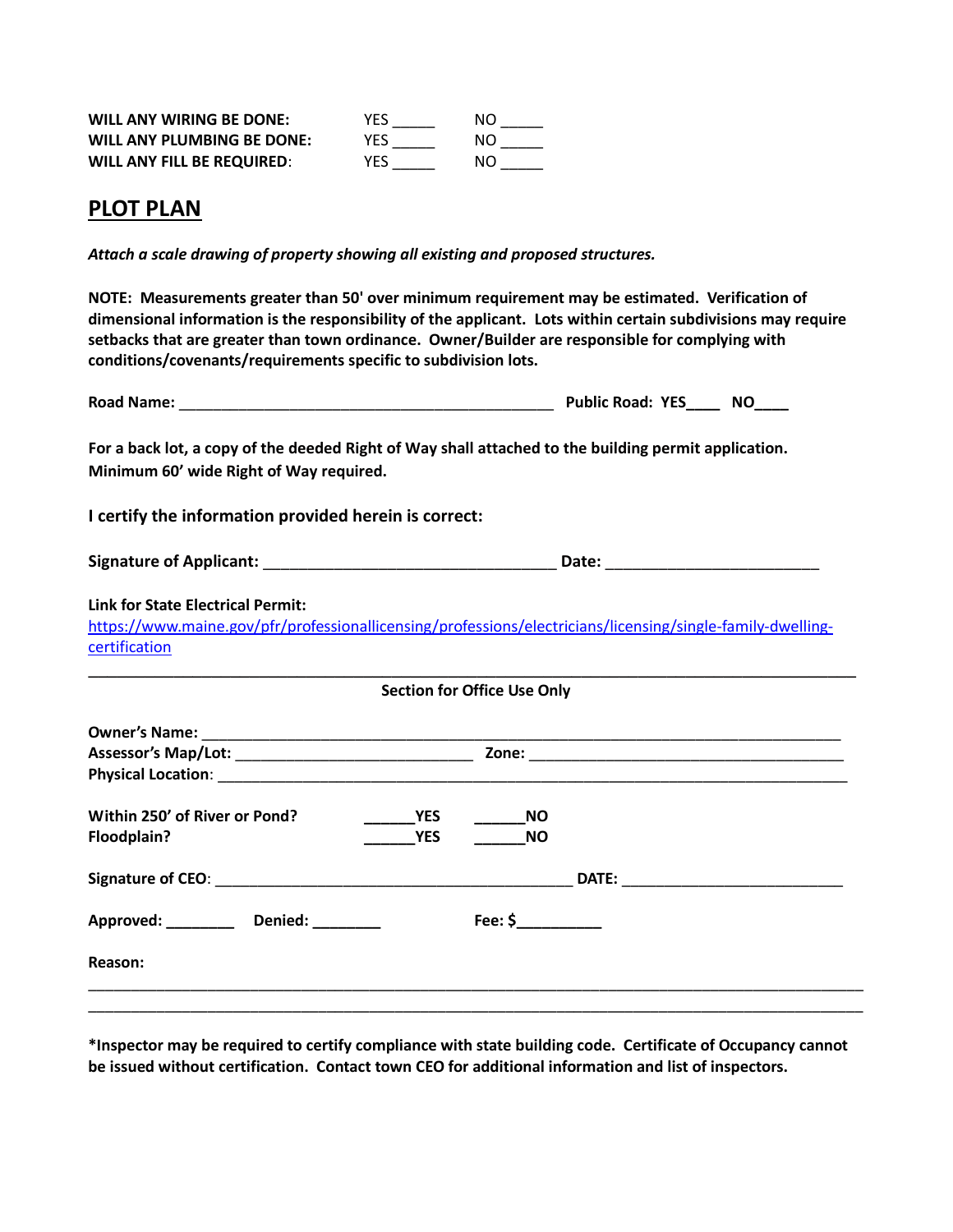**WILL ANY WIRING BE DONE:** YES _____ NO _____
**WILL ANY PLUMBING BE DONE:** YES _____ NO _____
**WILL ANY FILL BE REQUIRED:** YES _____ NO _____

## PLOT PLAN

***Attach a scale drawing of property showing all existing and proposed structures.***

**NOTE: Measurements greater than 50' over minimum requirement may be estimated. Verification of dimensional information is the responsibility of the applicant. Lots within certain subdivisions may require setbacks that are greater than town ordinance. Owner/Builder are responsible for complying with conditions/covenants/requirements specific to subdivision lots.**

**Road Name:** _____________________________________________ **Public Road: YES____ NO____**

**For a back lot, a copy of the deeded Right of Way shall attached to the building permit application. Minimum 60' wide Right of Way required.**

**I certify the information provided herein is correct:**

**Signature of Applicant:** __________________________________ **Date:** ________________________

**Link for State Electrical Permit:**
https://www.maine.gov/pfr/professionallicensing/professions/electricians/licensing/single-family-dwelling-certification

---

**Section for Office Use Only**

**Owner's Name:** ___________________________________________________________________________
**Assessor's Map/Lot:** ____________________________ **Zone:** _____________________________________
**Physical Location:** _______________________________________________________________________

**Within 250' of River or Pond?** ______**YES** ______**NO**
**Floodplain?** ______**YES** ______**NO**

**Signature of CEO:** __________________________________________ **DATE:** __________________________

**Approved:** ________ **Denied:** ________ **Fee: $**__________

**Reason:**

____________________________________________________________________________________________
____________________________________________________________________________________________

**\*Inspector may be required to certify compliance with state building code. Certificate of Occupancy cannot be issued without certification. Contact town CEO for additional information and list of inspectors.**